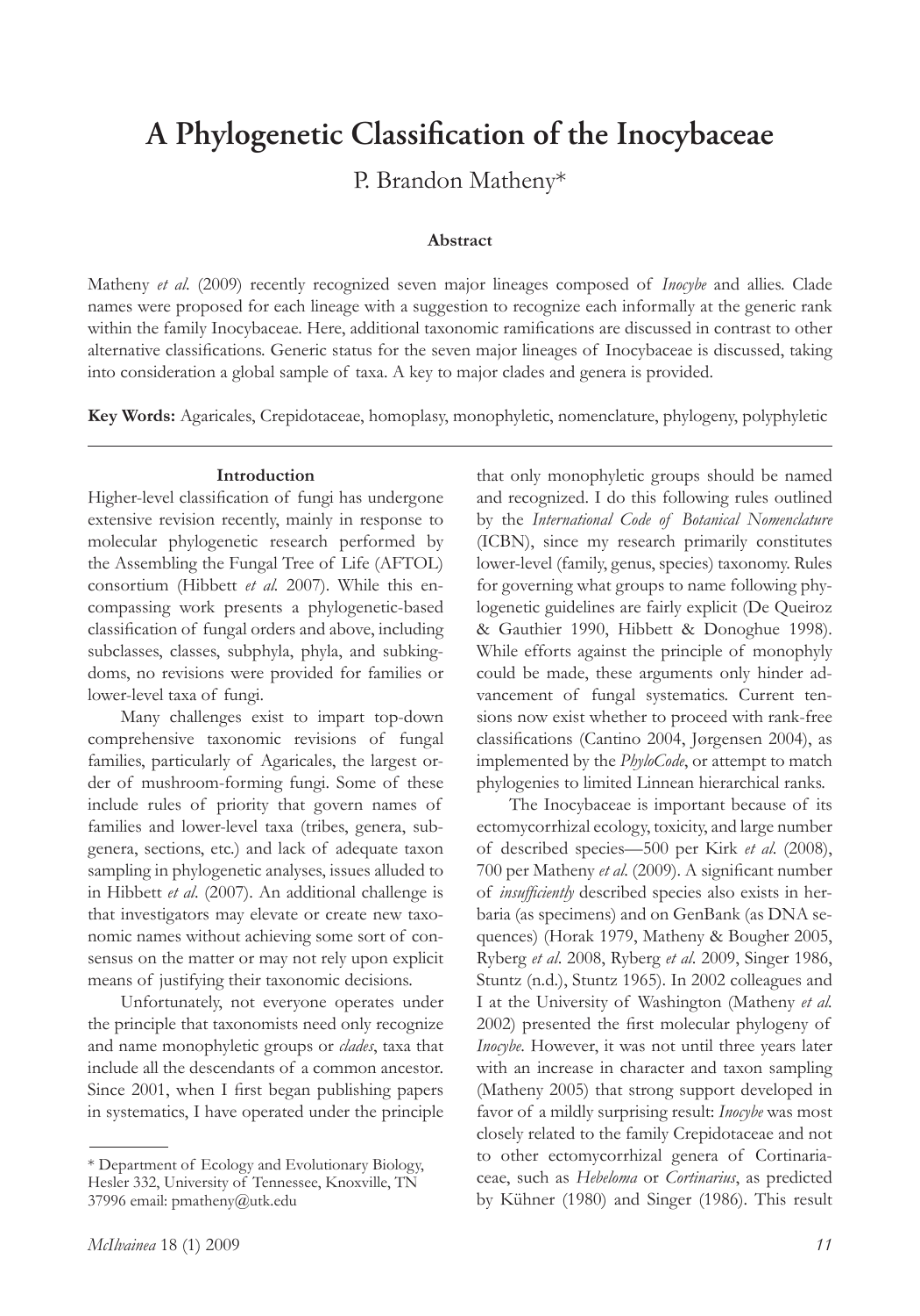# A Phylogenetic Classification of the Inocybaceae

P. Brandon Matheny*

### Abstract

Matheny *et al*. (2009) recently recognized seven major lineages composed of *Inocybe* and allies. Clade names were proposed for each lineage with a suggestion to recognize each informally at the generic rank within the family Inocybaceae. Here, additional taxonomic ramifications are discussed in contrast to other alternative classifications. Generic status for the seven major lineages of Inocybaceae is discussed, taking into consideration a global sample of taxa. A key to major clades and genera is provided.

**Key Words:** Agaricales, Crepidotaceae, homoplasy, monophyletic, nomenclature, phylogeny, polyphyletic

---

### Introduction

Higher-level classification of fungi has undergone extensive revision recently, mainly in response to molecular phylogenetic research performed by the Assembling the Fungal Tree of Life (AFTOL) consortium (Hibbett *et al*. 2007). While this encompassing work presents a phylogenetic-based classification of fungal orders and above, including subclasses, classes, subphyla, phyla, and subkingdoms, no revisions were provided for families or lower-level taxa of fungi.

Many challenges exist to impart top-down comprehensive taxonomic revisions of fungal families, particularly of Agaricales, the largest order of mushroom-forming fungi. Some of these include rules of priority that govern names of families and lower-level taxa (tribes, genera, subgenera, sections, etc.) and lack of adequate taxon sampling in phylogenetic analyses, issues alluded to in Hibbett *et al*. (2007). An additional challenge is that investigators may elevate or create new taxonomic names without achieving some sort of consensus on the matter or may not rely upon explicit means of justifying their taxonomic decisions.

Unfortunately, not everyone operates under the principle that taxonomists need only recognize and name monophyletic groups or *clades*, taxa that include all the descendants of a common ancestor. Since 2001, when I first began publishing papers in systematics, I have operated under the principle that only monophyletic groups should be named and recognized. I do this following rules outlined by the *International Code of Botanical Nomenclature* (ICBN), since my research primarily constitutes lower-level (family, genus, species) taxonomy. Rules for governing what groups to name following phylogenetic guidelines are fairly explicit (De Queiroz & Gauthier 1990, Hibbett & Donoghue 1998). While efforts against the principle of monophyly could be made, these arguments only hinder advancement of fungal systematics. Current tensions now exist whether to proceed with rank-free classifications (Cantino 2004, Jørgensen 2004), as implemented by the *PhyloCode*, or attempt to match phylogenies to limited Linnean hierarchical ranks.

The Inocybaceae is important because of its ectomycorrhizal ecology, toxicity, and large number of described species—500 per Kirk *et al*. (2008), 700 per Matheny *et al*. (2009). A significant number of *insufficiently* described species also exists in herbaria (as specimens) and on GenBank (as DNA sequences) (Horak 1979, Matheny & Bougher 2005, Ryberg *et al*. 2008, Ryberg *et al*. 2009, Singer 1986, Stuntz (n.d.), Stuntz 1965). In 2002 colleagues and I at the University of Washington (Matheny *et al*. 2002) presented the first molecular phylogeny of *Inocybe*. However, it was not until three years later with an increase in character and taxon sampling (Matheny 2005) that strong support developed in favor of a mildly surprising result: *Inocybe* was most closely related to the family Crepidotaceae and not to other ectomycorrhizal genera of Cortinariaceae, such as *Hebeloma* or *Cortinarius*, as predicted by Kühner (1980) and Singer (1986). This result

---

* Department of Ecology and Evolutionary Biology, Hesler 332, University of Tennessee, Knoxville, TN 37996 email: pmatheny@utk.edu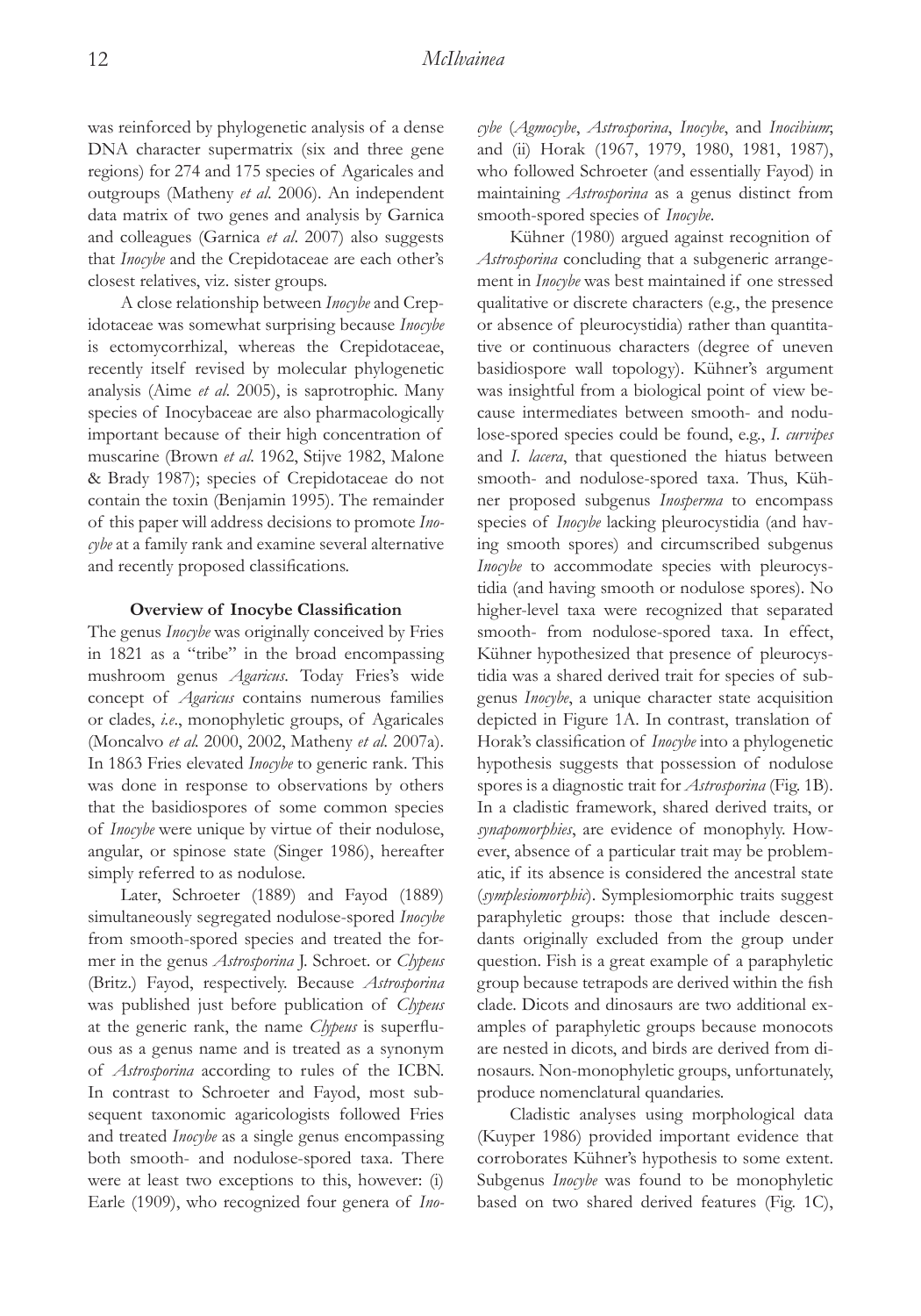was reinforced by phylogenetic analysis of a dense DNA character supermatrix (six and three gene regions) for 274 and 175 species of Agaricales and outgroups (Matheny *et al*. 2006). An independent data matrix of two genes and analysis by Garnica and colleagues (Garnica *et al*. 2007) also suggests that *Inocybe* and the Crepidotaceae are each other's closest relatives, viz. sister groups.

A close relationship between *Inocybe* and Crepidotaceae was somewhat surprising because *Inocybe* is ectomycorrhizal, whereas the Crepidotaceae, recently itself revised by molecular phylogenetic analysis (Aime *et al*. 2005), is saprotrophic. Many species of Inocybaceae are also pharmacologically important because of their high concentration of muscarine (Brown *et al*. 1962, Stijve 1982, Malone & Brady 1987); species of Crepidotaceae do not contain the toxin (Benjamin 1995). The remainder of this paper will address decisions to promote *Inocybe* at a family rank and examine several alternative and recently proposed classifications.

## Overview of Inocybe Classification

The genus *Inocybe* was originally conceived by Fries in 1821 as a "tribe" in the broad encompassing mushroom genus *Agaricus*. Today Fries's wide concept of *Agaricus* contains numerous families or clades, *i.e.*, monophyletic groups, of Agaricales (Moncalvo *et al.* 2000, 2002, Matheny *et al.* 2007a). In 1863 Fries elevated *Inocybe* to generic rank. This was done in response to observations by others that the basidiospores of some common species of *Inocybe* were unique by virtue of their nodulose, angular, or spinose state (Singer 1986), hereafter simply referred to as nodulose.

Later, Schroeter (1889) and Fayod (1889) simultaneously segregated nodulose-spored *Inocybe* from smooth-spored species and treated the former in the genus *Astrosporina* J. Schroet. or *Clypeus* (Britz.) Fayod, respectively. Because *Astrosporina* was published just before publication of *Clypeus* at the generic rank, the name *Clypeus* is superfluous as a genus name and is treated as a synonym of *Astrosporina* according to rules of the ICBN. In contrast to Schroeter and Fayod, most subsequent taxonomic agaricologists followed Fries and treated *Inocybe* as a single genus encompassing both smooth- and nodulose-spored taxa. There were at least two exceptions to this, however: (i) Earle (1909), who recognized four genera of *Inocybe* (*Agmocybe*, *Astrosporina*, *Inocybe*, and *Inocibium*; and (ii) Horak (1967, 1979, 1980, 1981, 1987), who followed Schroeter (and essentially Fayod) in maintaining *Astrosporina* as a genus distinct from smooth-spored species of *Inocybe*.

Kühner (1980) argued against recognition of *Astrosporina* concluding that a subgeneric arrangement in *Inocybe* was best maintained if one stressed qualitative or discrete characters (e.g., the presence or absence of pleurocystidia) rather than quantitative or continuous characters (degree of uneven basidiospore wall topology). Kühner's argument was insightful from a biological point of view because intermediates between smooth- and nodulose-spored species could be found, e.g., *I. curvipes* and *I. lacera*, that questioned the hiatus between smooth- and nodulose-spored taxa. Thus, Kühner proposed subgenus *Inosperma* to encompass species of *Inocybe* lacking pleurocystidia (and having smooth spores) and circumscribed subgenus *Inocybe* to accommodate species with pleurocystidia (and having smooth or nodulose spores). No higher-level taxa were recognized that separated smooth- from nodulose-spored taxa. In effect, Kühner hypothesized that presence of pleurocystidia was a shared derived trait for species of subgenus *Inocybe*, a unique character state acquisition depicted in Figure 1A. In contrast, translation of Horak's classification of *Inocybe* into a phylogenetic hypothesis suggests that possession of nodulose spores is a diagnostic trait for *Astrosporina* (Fig. 1B). In a cladistic framework, shared derived traits, or *synapomorphies*, are evidence of monophyly. However, absence of a particular trait may be problematic, if its absence is considered the ancestral state (*symplesiomorphic*). Symplesiomorphic traits suggest paraphyletic groups: those that include descendants originally excluded from the group under question. Fish is a great example of a paraphyletic group because tetrapods are derived within the fish clade. Dicots and dinosaurs are two additional examples of paraphyletic groups because monocots are nested in dicots, and birds are derived from dinosaurs. Non-monophyletic groups, unfortunately, produce nomenclatural quandaries.

Cladistic analyses using morphological data (Kuyper 1986) provided important evidence that corroborates Kühner's hypothesis to some extent. Subgenus *Inocybe* was found to be monophyletic based on two shared derived features (Fig. 1C),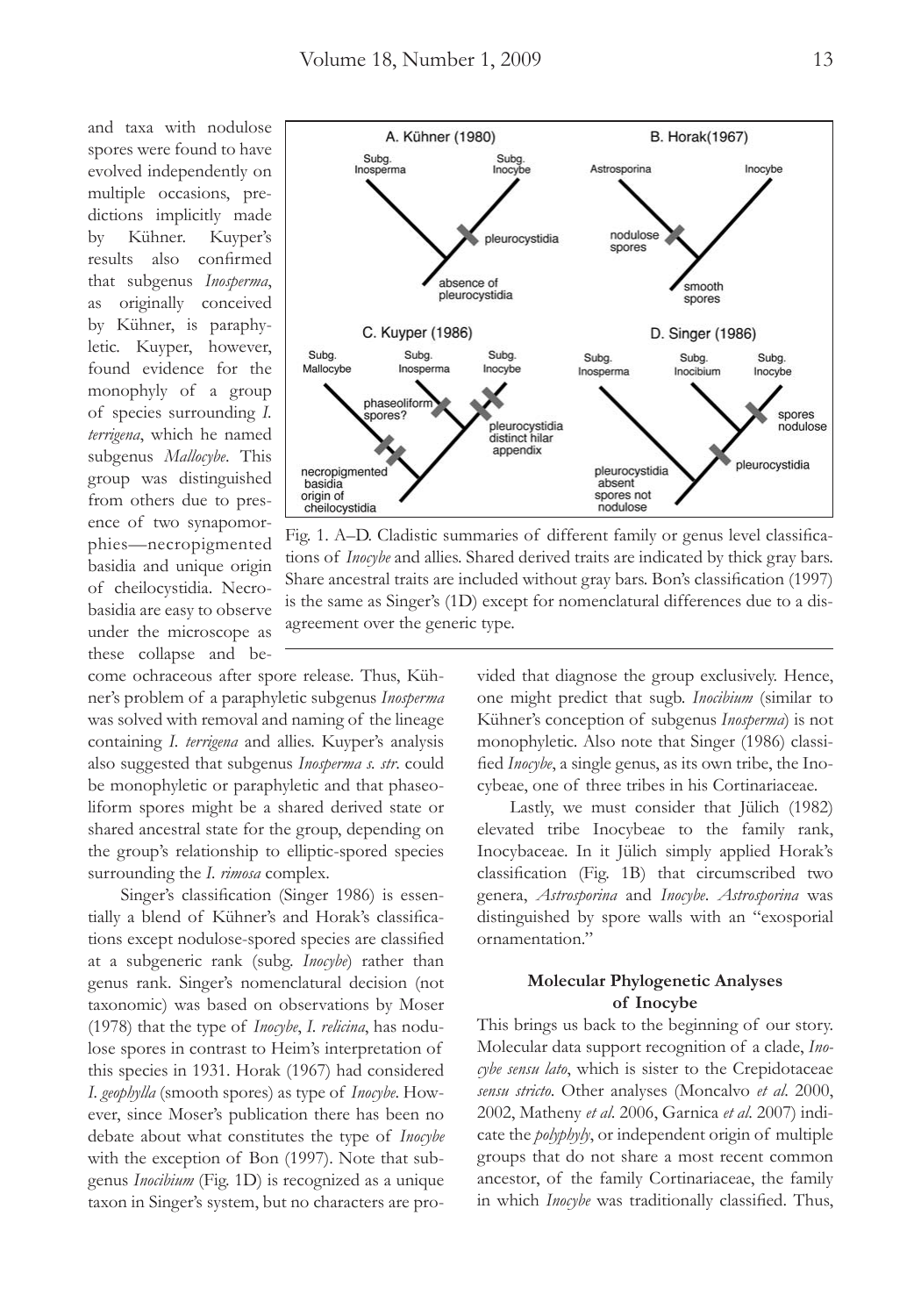and taxa with nodulose spores were found to have evolved independently on multiple occasions, predictions implicitly made by Kühner. Kuyper's results also confirmed that subgenus *Inosperma*, as originally conceived by Kühner, is paraphyletic. Kuyper, however, found evidence for the monophyly of a group of species surrounding *I. terrigena*, which he named subgenus *Mallocybe*. This group was distinguished from others due to presence of two synapomorphies—necropigmented basidia and unique origin of cheilocystidia. Necrobasidia are easy to observe under the microscope as these collapse and become ochraceous after spore release. Thus, Kühner's problem of a paraphyletic subgenus *Inosperma* was solved with removal and naming of the lineage containing *I. terrigena* and allies. Kuyper's analysis also suggested that subgenus *Inosperma s. str.* could be monophyletic or paraphyletic and that phaseoliform spores might be a shared derived state or shared ancestral state for the group, depending on the group's relationship to elliptic-spored species surrounding the *I. rimosa* complex.

Fig. 1. A–D. Cladistic summaries of different family or genus level classifications of *Inocybe* and allies. Shared derived traits are indicated by thick gray bars. Share ancestral traits are included without gray bars. Bon's classification (1997) is the same as Singer's (1D) except for nomenclatural differences due to a disagreement over the generic type.

Singer's classification (Singer 1986) is essentially a blend of Kühner's and Horak's classifications except nodulose-spored species are classified at a subgeneric rank (subg. *Inocybe*) rather than genus rank. Singer's nomenclatural decision (not taxonomic) was based on observations by Moser (1978) that the type of *Inocybe*, *I. relicina*, has nodulose spores in contrast to Heim's interpretation of this species in 1931. Horak (1967) had considered *I. geophylla* (smooth spores) as type of *Inocybe*. However, since Moser's publication there has been no debate about what constitutes the type of *Inocybe* with the exception of Bon (1997). Note that subgenus *Inocibium* (Fig. 1D) is recognized as a unique taxon in Singer's system, but no characters are provided that diagnose the group exclusively. Hence, one might predict that sugb. *Inocibium* (similar to Kühner's conception of subgenus *Inosperma*) is not monophyletic. Also note that Singer (1986) classified *Inocybe*, a single genus, as its own tribe, the Inocybeae, one of three tribes in his Cortinariaceae.

Lastly, we must consider that Jülich (1982) elevated tribe Inocybeae to the family rank, Inocybaceae. In it Jülich simply applied Horak's classification (Fig. 1B) that circumscribed two genera, *Astrosporina* and *Inocybe*. *Astrosporina* was distinguished by spore walls with an "exosporial ornamentation."

## Molecular Phylogenetic Analyses of Inocybe

This brings us back to the beginning of our story. Molecular data support recognition of a clade, *Inocybe sensu lato*, which is sister to the Crepidotaceae *sensu stricto*. Other analyses (Moncalvo *et al*. 2000, 2002, Matheny *et al*. 2006, Garnica *et al*. 2007) indicate the *polyphyly*, or independent origin of multiple groups that do not share a most recent common ancestor, of the family Cortinariaceae, the family in which *Inocybe* was traditionally classified. Thus,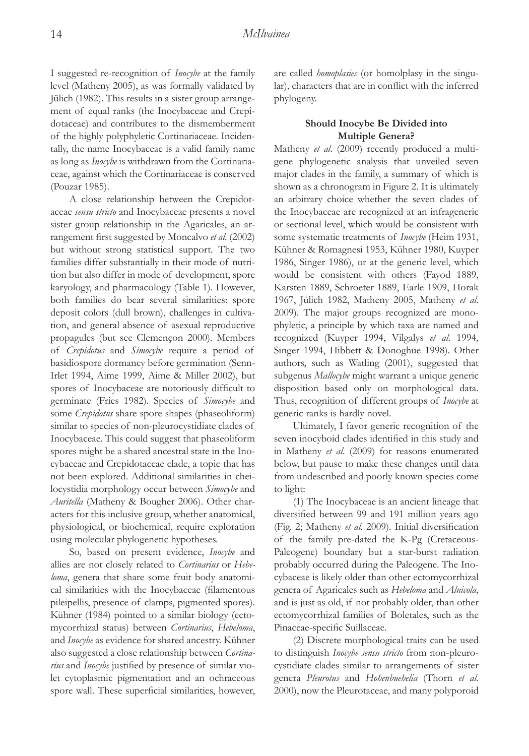I suggested re-recognition of *Inocybe* at the family level (Matheny 2005), as was formally validated by Jülich (1982). This results in a sister group arrangement of equal ranks (the Inocybaceae and Crepidotaceae) and contributes to the dismemberment of the highly polyphyletic Cortinariaceae. Incidentally, the name Inocybaceae is a valid family name as long as *Inocybe* is withdrawn from the Cortinariaceae, against which the Cortinariaceae is conserved (Pouzar 1985).

A close relationship between the Crepidotaceae *sensu stricto* and Inocybaceae presents a novel sister group relationship in the Agaricales, an arrangement first suggested by Moncalvo *et al.* (2002) but without strong statistical support. The two families differ substantially in their mode of nutrition but also differ in mode of development, spore karyology, and pharmacology (Table 1). However, both families do bear several similarities: spore deposit colors (dull brown), challenges in cultivation, and general absence of asexual reproductive propagules (but see Clemençon 2000). Members of *Crepidotus* and *Simocybe* require a period of basidiospore dormancy before germination (Senn-Irlet 1994, Aime 1999, Aime & Miller 2002), but spores of Inocybaceae are notoriously difficult to germinate (Fries 1982). Species of *Simocybe* and some *Crepidotus* share spore shapes (phaseoliform) similar to species of non-pleurocystidiate clades of Inocybaceae. This could suggest that phaseoliform spores might be a shared ancestral state in the Inocybaceae and Crepidotaceae clade, a topic that has not been explored. Additional similarities in cheilocystidia morphology occur between *Simocybe* and *Auritella* (Matheny & Bougher 2006). Other characters for this inclusive group, whether anatomical, physiological, or biochemical, require exploration using molecular phylogenetic hypotheses.

So, based on present evidence, *Inocybe* and allies are not closely related to *Cortinarius* or *Hebeloma*, genera that share some fruit body anatomical similarities with the Inocybaceae (filamentous pileipellis, presence of clamps, pigmented spores). Kühner (1984) pointed to a similar biology (ectomycorrhizal status) between *Cortinarius*, *Hebeloma*, and *Inocybe* as evidence for shared ancestry. Kühner also suggested a close relationship between *Cortinarius* and *Inocybe* justified by presence of similar violet cytoplasmic pigmentation and an ochraceous spore wall. These superficial similarities, however, are called *homoplasies* (or homolplasy in the singular), characters that are in conflict with the inferred phylogeny.

### Should Inocybe Be Divided into Multiple Genera?

Matheny *et al*. (2009) recently produced a multigene phylogenetic analysis that unveiled seven major clades in the family, a summary of which is shown as a chronogram in Figure 2. It is ultimately an arbitrary choice whether the seven clades of the Inocybaceae are recognized at an infrageneric or sectional level, which would be consistent with some systematic treatments of *Inocybe* (Heim 1931, Kühner & Romagnesi 1953, Kühner 1980, Kuyper 1986, Singer 1986), or at the generic level, which would be consistent with others (Fayod 1889, Karsten 1889, Schroeter 1889, Earle 1909, Horak 1967, Jülich 1982, Matheny 2005, Matheny *et al.* 2009). The major groups recognized are monophyletic, a principle by which taxa are named and recognized (Kuyper 1994, Vilgalys *et al.* 1994, Singer 1994, Hibbett & Donoghue 1998). Other authors, such as Watling (2001), suggested that subgenus *Mallocybe* might warrant a unique generic disposition based only on morphological data. Thus, recognition of different groups of *Inocybe* at generic ranks is hardly novel.

Ultimately, I favor generic recognition of the seven inocyboid clades identified in this study and in Matheny *et al.* (2009) for reasons enumerated below, but pause to make these changes until data from undescribed and poorly known species come to light:

(1) The Inocybaceae is an ancient lineage that diversified between 99 and 191 million years ago (Fig. 2; Matheny *et al.* 2009). Initial diversification of the family pre-dated the K-Pg (Cretaceous-Paleogene) boundary but a star-burst radiation probably occurred during the Paleogene. The Inocybaceae is likely older than other ectomycorrhizal genera of Agaricales such as *Hebeloma* and *Alnicola*, and is just as old, if not probably older, than other ectomycorrhizal families of Boletales, such as the Pinaceae-specific Suillaceae.

(2) Discrete morphological traits can be used to distinguish *Inocybe sensu stricto* from non-pleurocystidiate clades similar to arrangements of sister genera *Pleurotus* and *Hohenbuehelia* (Thorn *et al.* 2000), now the Pleurotaceae, and many polyporoid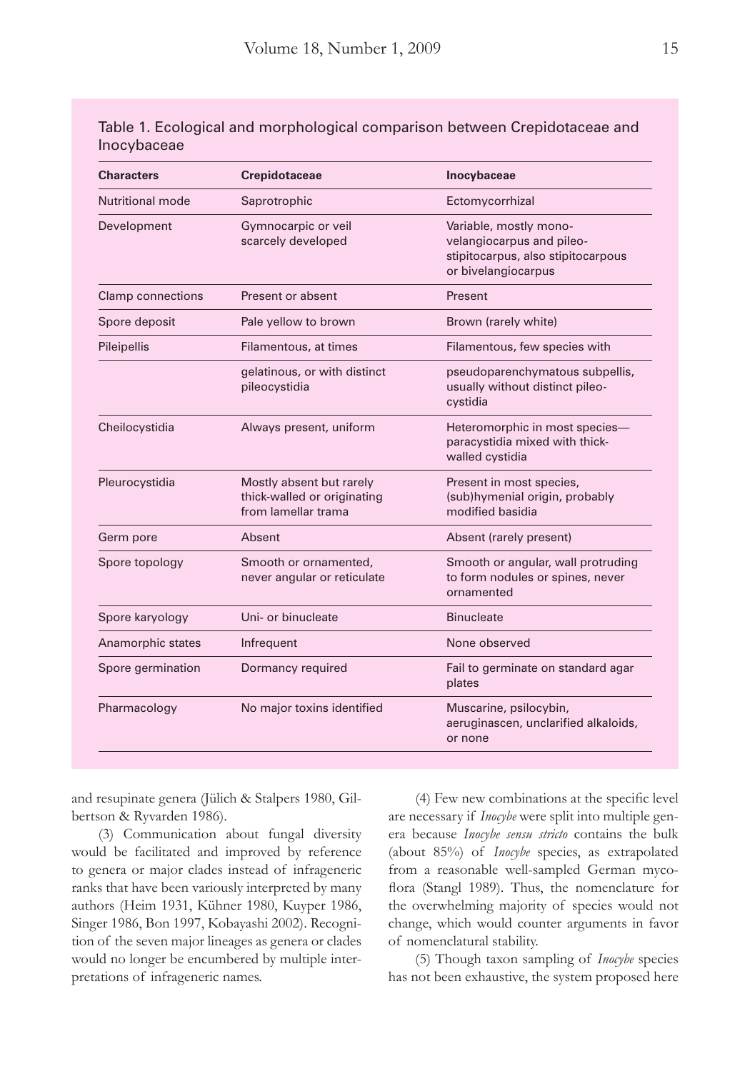Table 1. Ecological and morphological comparison between Crepidotaceae and Inocybaceae

| Characters | Crepidotaceae | Inocybaceae |
|---|---|---|
| Nutritional mode | Saprotrophic | Ectomycorrhizal |
| Development | Gymnocarpic or veil scarcely developed | Variable, mostly mono-velangiocarpus and pileo-stipitocarpus, also stipitocarpous or bivelangiocarpus |
| Clamp connections | Present or absent | Present |
| Spore deposit | Pale yellow to brown | Brown (rarely white) |
| Pileipellis | Filamentous, at times gelatinous, or with distinct pileocystidia | Filamentous, few species with pseudoparenchymatous subpellis, usually without distinct pileo-cystidia |
| Cheilocystidia | Always present, uniform | Heteromorphic in most species—paracystidia mixed with thick-walled cystidia |
| Pleurocystidia | Mostly absent but rarely thick-walled or originating from lamellar trama | Present in most species, (sub)hymenial origin, probably modified basidia |
| Germ pore | Absent | Absent (rarely present) |
| Spore topology | Smooth or ornamented, never angular or reticulate | Smooth or angular, wall protruding to form nodules or spines, never ornamented |
| Spore karyology | Uni- or binucleate | Binucleate |
| Anamorphic states | Infrequent | None observed |
| Spore germination | Dormancy required | Fail to germinate on standard agar plates |
| Pharmacology | No major toxins identified | Muscarine, psilocybin, aeruginascen, unclarified alkaloids, or none |

and resupinate genera (Jülich & Stalpers 1980, Gilbertson & Ryvarden 1986).

(3) Communication about fungal diversity would be facilitated and improved by reference to genera or major clades instead of infrageneric ranks that have been variously interpreted by many authors (Heim 1931, Kühner 1980, Kuyper 1986, Singer 1986, Bon 1997, Kobayashi 2002). Recognition of the seven major lineages as genera or clades would no longer be encumbered by multiple interpretations of infrageneric names.

(4) Few new combinations at the specific level are necessary if *Inocybe* were split into multiple genera because *Inocybe sensu stricto* contains the bulk (about 85%) of *Inocybe* species, as extrapolated from a reasonable well-sampled German mycoflora (Stangl 1989). Thus, the nomenclature for the overwhelming majority of species would not change, which would counter arguments in favor of nomenclatural stability.

(5) Though taxon sampling of *Inocybe* species has not been exhaustive, the system proposed here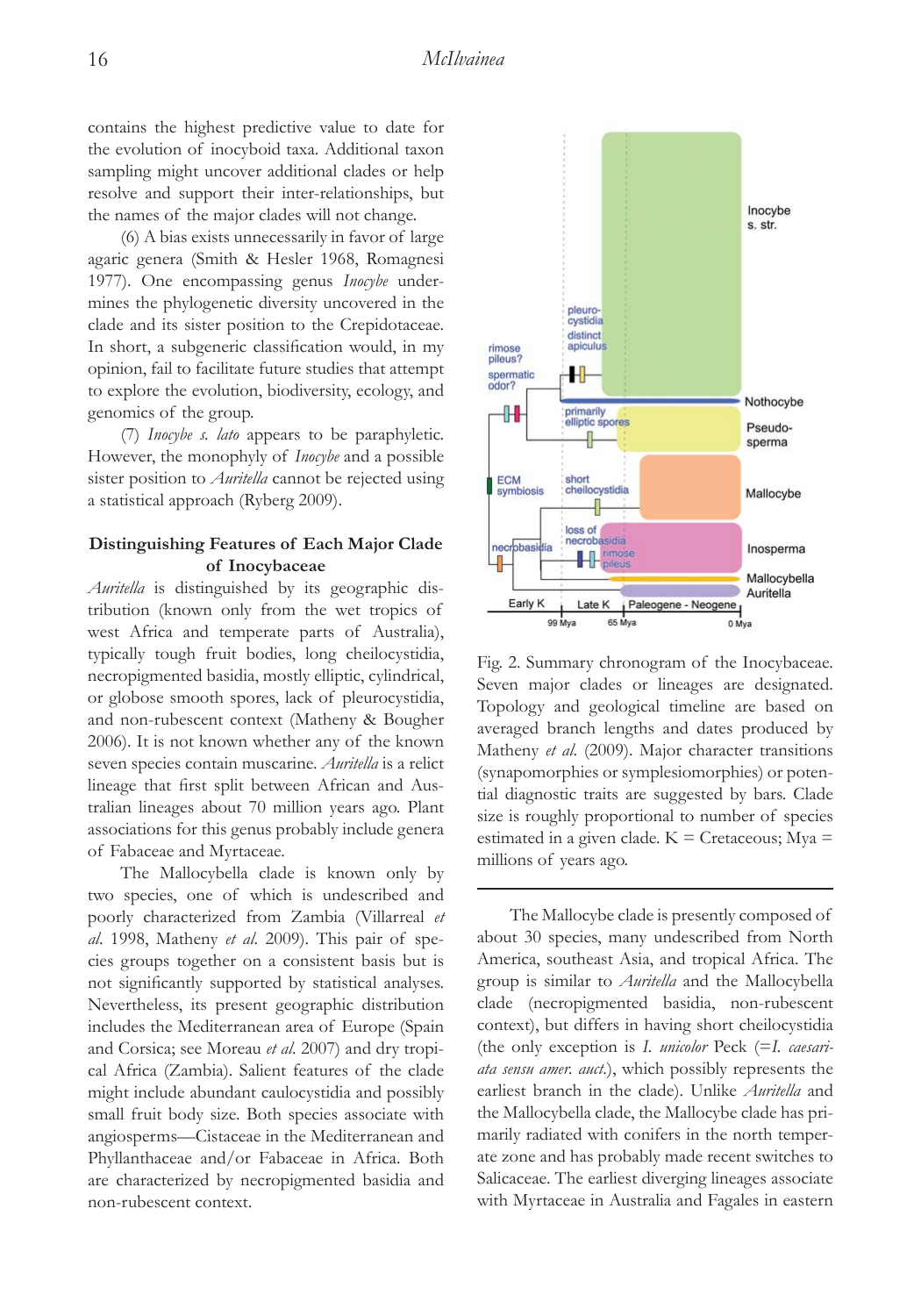contains the highest predictive value to date for the evolution of inocyboid taxa. Additional taxon sampling might uncover additional clades or help resolve and support their inter-relationships, but the names of the major clades will not change.

(6) A bias exists unnecessarily in favor of large agaric genera (Smith & Hesler 1968, Romagnesi 1977). One encompassing genus *Inocybe* undermines the phylogenetic diversity uncovered in the clade and its sister position to the Crepidotaceae. In short, a subgeneric classification would, in my opinion, fail to facilitate future studies that attempt to explore the evolution, biodiversity, ecology, and genomics of the group.

(7) *Inocybe s. lato* appears to be paraphyletic. However, the monophyly of *Inocybe* and a possible sister position to *Auritella* cannot be rejected using a statistical approach (Ryberg 2009).

## Distinguishing Features of Each Major Clade of Inocybaceae

*Auritella* is distinguished by its geographic distribution (known only from the wet tropics of west Africa and temperate parts of Australia), typically tough fruit bodies, long cheilocystidia, necropigmented basidia, mostly elliptic, cylindrical, or globose smooth spores, lack of pleurocystidia, and non-rubescent context (Matheny & Bougher 2006). It is not known whether any of the known seven species contain muscarine. *Auritella* is a relict lineage that first split between African and Australian lineages about 70 million years ago. Plant associations for this genus probably include genera of Fabaceae and Myrtaceae.

The Mallocybella clade is known only by two species, one of which is undescribed and poorly characterized from Zambia (Villarreal *et al.* 1998, Matheny *et al.* 2009). This pair of species groups together on a consistent basis but is not significantly supported by statistical analyses. Nevertheless, its present geographic distribution includes the Mediterranean area of Europe (Spain and Corsica; see Moreau *et al.* 2007) and dry tropical Africa (Zambia). Salient features of the clade might include abundant caulocystidia and possibly small fruit body size. Both species associate with angiosperms—Cistaceae in the Mediterranean and Phyllanthaceae and/or Fabaceae in Africa. Both are characterized by necropigmented basidia and non-rubescent context.

Fig. 2. Summary chronogram of the Inocybaceae. Seven major clades or lineages are designated. Topology and geological timeline are based on averaged branch lengths and dates produced by Matheny *et al.* (2009). Major character transitions (synapomorphies or symplesiomorphies) or potential diagnostic traits are suggested by bars. Clade size is roughly proportional to number of species estimated in a given clade. K = Cretaceous; Mya = millions of years ago.

The Mallocybe clade is presently composed of about 30 species, many undescribed from North America, southeast Asia, and tropical Africa. The group is similar to *Auritella* and the Mallocybella clade (necropigmented basidia, non-rubescent context), but differs in having short cheilocystidia (the only exception is *I. unicolor* Peck (=*I. caesariata sensu amer. auct.*), which possibly represents the earliest branch in the clade). Unlike *Auritella* and the Mallocybella clade, the Mallocybe clade has primarily radiated with conifers in the north temperate zone and has probably made recent switches to Salicaceae. The earliest diverging lineages associate with Myrtaceae in Australia and Fagales in eastern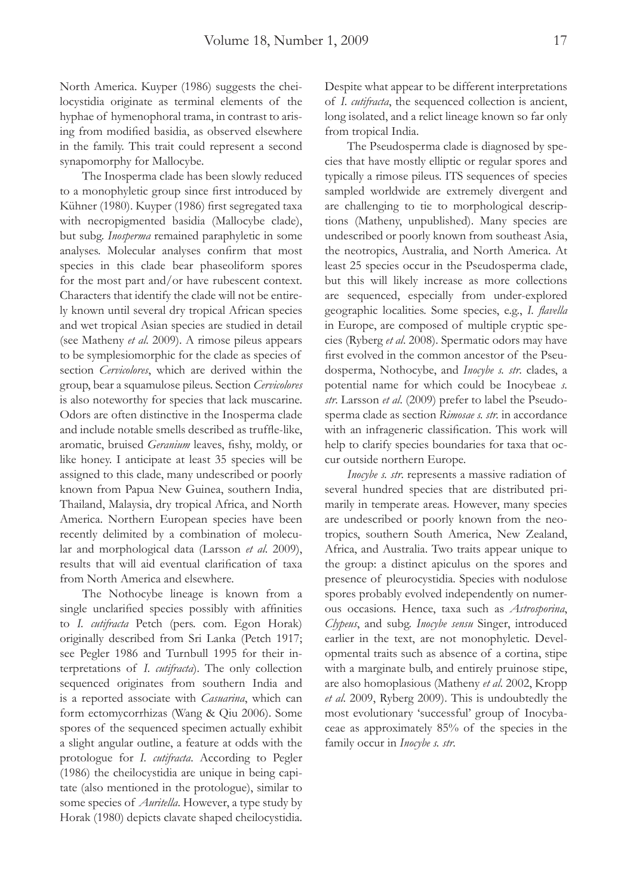North America. Kuyper (1986) suggests the cheilocystidia originate as terminal elements of the hyphae of hymenophoral trama, in contrast to arising from modified basidia, as observed elsewhere in the family. This trait could represent a second synapomorphy for Mallocybe.

The Inosperma clade has been slowly reduced to a monophyletic group since first introduced by Kühner (1980). Kuyper (1986) first segregated taxa with necropigmented basidia (Mallocybe clade), but subg. *Inosperma* remained paraphyletic in some analyses. Molecular analyses confirm that most species in this clade bear phaseoliform spores for the most part and/or have rubescent context. Characters that identify the clade will not be entirely known until several dry tropical African species and wet tropical Asian species are studied in detail (see Matheny *et al*. 2009). A rimose pileus appears to be symplesiomorphic for the clade as species of section *Cervicolores*, which are derived within the group, bear a squamulose pileus. Section *Cervicolores* is also noteworthy for species that lack muscarine. Odors are often distinctive in the Inosperma clade and include notable smells described as truffle-like, aromatic, bruised *Geranium* leaves, fishy, moldy, or like honey. I anticipate at least 35 species will be assigned to this clade, many undescribed or poorly known from Papua New Guinea, southern India, Thailand, Malaysia, dry tropical Africa, and North America. Northern European species have been recently delimited by a combination of molecular and morphological data (Larsson *et al*. 2009), results that will aid eventual clarification of taxa from North America and elsewhere.

The Nothocybe lineage is known from a single unclarified species possibly with affinities to *I. cutifracta* Petch (pers. com. Egon Horak) originally described from Sri Lanka (Petch 1917; see Pegler 1986 and Turnbull 1995 for their interpretations of *I. cutifracta*). The only collection sequenced originates from southern India and is a reported associate with *Casuarina*, which can form ectomycorrhizas (Wang & Qiu 2006). Some spores of the sequenced specimen actually exhibit a slight angular outline, a feature at odds with the protologue for *I. cutifracta*. According to Pegler (1986) the cheilocystidia are unique in being capitate (also mentioned in the protologue), similar to some species of *Auritella*. However, a type study by Horak (1980) depicts clavate shaped cheilocystidia. Despite what appear to be different interpretations of *I. cutifracta*, the sequenced collection is ancient, long isolated, and a relict lineage known so far only from tropical India.

The Pseudosperma clade is diagnosed by species that have mostly elliptic or regular spores and typically a rimose pileus. ITS sequences of species sampled worldwide are extremely divergent and are challenging to tie to morphological descriptions (Matheny, unpublished). Many species are undescribed or poorly known from southeast Asia, the neotropics, Australia, and North America. At least 25 species occur in the Pseudosperma clade, but this will likely increase as more collections are sequenced, especially from under-explored geographic localities. Some species, e.g., *I. flavella* in Europe, are composed of multiple cryptic species (Ryberg *et al*. 2008). Spermatic odors may have first evolved in the common ancestor of the Pseudosperma, Nothocybe, and *Inocybe s. str*. clades, a potential name for which could be Inocybeae *s. str*. Larsson *et al*. (2009) prefer to label the Pseudosperma clade as section *Rimosae s. str*. in accordance with an infrageneric classification. This work will help to clarify species boundaries for taxa that occur outside northern Europe.

*Inocybe s. str*. represents a massive radiation of several hundred species that are distributed primarily in temperate areas. However, many species are undescribed or poorly known from the neotropics, southern South America, New Zealand, Africa, and Australia. Two traits appear unique to the group: a distinct apiculus on the spores and presence of pleurocystidia. Species with nodulose spores probably evolved independently on numerous occasions. Hence, taxa such as *Astrosporina*, *Clypeus*, and subg. *Inocybe sensu* Singer, introduced earlier in the text, are not monophyletic. Developmental traits such as absence of a cortina, stipe with a marginate bulb, and entirely pruinose stipe, are also homoplasious (Matheny *et al*. 2002, Kropp *et al*. 2009, Ryberg 2009). This is undoubtedly the most evolutionary 'successful' group of Inocybaceae as approximately 85% of the species in the family occur in *Inocybe s. str*.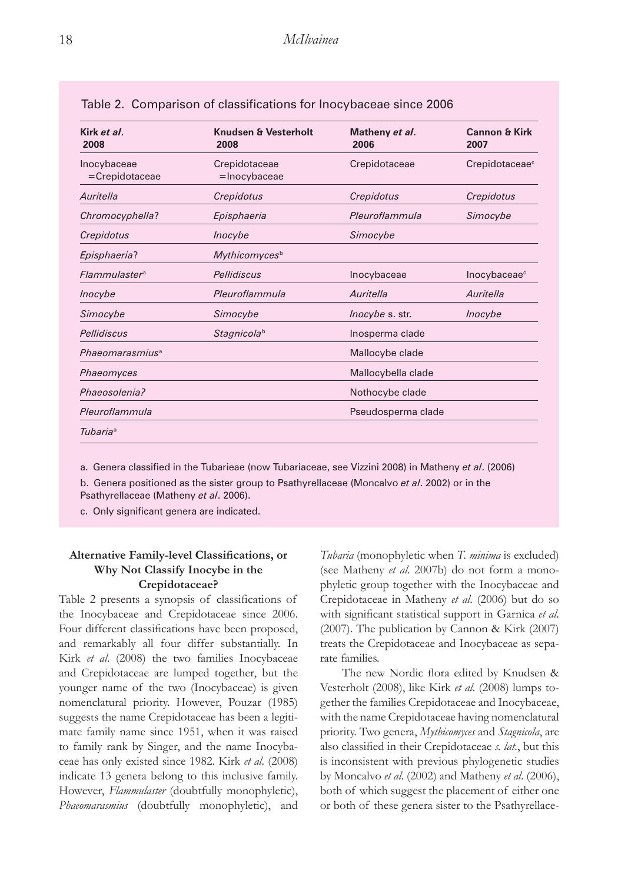Table 2. Comparison of classifications for Inocybaceae since 2006

| Kirk *et al*. 2008 | Knudsen & Vesterholt 2008 | Matheny *et al*. 2006 | Cannon & Kirk 2007 |
|---|---|---|---|
| Inocybaceae =Crepidotaceae | Crepidotaceae =Inocybaceae | Crepidotaceae | Crepidotaceae[c] |
| *Auritella* | *Crepidotus* | *Crepidotus* | *Crepidotus* |
| *Chromocyphella*? | *Episphaeria* | *Pleuroflammula* | *Simocybe* |
| *Crepidotus* | *Inocybe* | *Simocybe* | |
| *Episphaeria*? | *Mythicomyces*[b] | | |
| *Flammulaster*[a] | *Pellidiscus* | Inocybaceae | Inocybaceae[c] |
| *Inocybe* | *Pleuroflammula* | *Auritella* | *Auritella* |
| *Simocybe* | *Simocybe* | *Inocybe* s. str. | *Inocybe* |
| *Pellidiscus* | *Stagnicola*[b] | Inosperma clade | |
| *Phaeomarasmius*[a] | | Mallocybe clade | |
| *Phaeomyces* | | Mallocybella clade | |
| *Phaeosolenia?* | | Nothocybe clade | |
| *Pleuroflammula* | | Pseudosperma clade | |
| *Tubaria*[a] | | | |

a. Genera classified in the Tubarieae (now Tubariaceae, see Vizzini 2008) in Matheny *et al*. (2006)

b. Genera positioned as the sister group to Psathyrellaceae (Moncalvo *et al*. 2002) or in the Psathyrellaceae (Matheny *et al*. 2006).

c. Only significant genera are indicated.

## Alternative Family-level Classifications, or Why Not Classify Inocybe in the Crepidotaceae?

Table 2 presents a synopsis of classifications of the Inocybaceae and Crepidotaceae since 2006. Four different classifications have been proposed, and remarkably all four differ substantially. In Kirk *et al*. (2008) the two families Inocybaceae and Crepidotaceae are lumped together, but the younger name of the two (Inocybaceae) is given nomenclatural priority. However, Pouzar (1985) suggests the name Crepidotaceae has been a legitimate family name since 1951, when it was raised to family rank by Singer, and the name Inocybaceae has only existed since 1982. Kirk *et al*. (2008) indicate 13 genera belong to this inclusive family. However, *Flammulaster* (doubtfully monophyletic), *Phaeomarasmius* (doubtfully monophyletic), and *Tubaria* (monophyletic when *T. minima* is excluded) (see Matheny *et al*. 2007b) do not form a monophyletic group together with the Inocybaceae and Crepidotaceae in Matheny *et al*. (2006) but do so with significant statistical support in Garnica *et al*. (2007). The publication by Cannon & Kirk (2007) treats the Crepidotaceae and Inocybaceae as separate families.

The new Nordic flora edited by Knudsen & Vesterholt (2008), like Kirk *et al*. (2008) lumps together the families Crepidotaceae and Inocybaceae, with the name Crepidotaceae having nomenclatural priority. Two genera, *Mythicomyces* and *Stagnicola*, are also classified in their Crepidotaceae *s. lat.*, but this is inconsistent with previous phylogenetic studies by Moncalvo *et al*. (2002) and Matheny *et al*. (2006), both of which suggest the placement of either one or both of these genera sister to the Psathyrellace-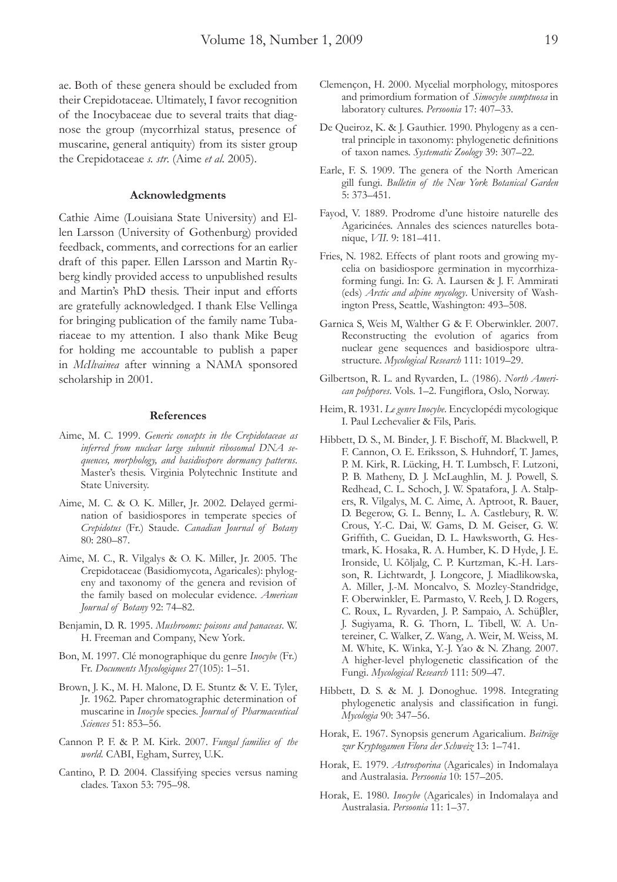ae. Both of these genera should be excluded from their Crepidotaceae. Ultimately, I favor recognition of the Inocybaceae due to several traits that diagnose the group (mycorrhizal status, presence of muscarine, general antiquity) from its sister group the Crepidotaceae *s. str.* (Aime *et al.* 2005).

### Acknowledgments

Cathie Aime (Louisiana State University) and Ellen Larsson (University of Gothenburg) provided feedback, comments, and corrections for an earlier draft of this paper. Ellen Larsson and Martin Ryberg kindly provided access to unpublished results and Martin's PhD thesis. Their input and efforts are gratefully acknowledged. I thank Else Vellinga for bringing publication of the family name Tubariaceae to my attention. I also thank Mike Beug for holding me accountable to publish a paper in *McIlvainea* after winning a NAMA sponsored scholarship in 2001.

### References

Aime, M. C. 1999. *Generic concepts in the Crepidotaceae as inferred from nuclear large subunit ribosomal DNA sequences, morphology, and basidiospore dormancy patterns*. Master's thesis. Virginia Polytechnic Institute and State University.

Aime, M. C. & O. K. Miller, Jr. 2002. Delayed germination of basidiospores in temperate species of *Crepidotus* (Fr.) Staude. *Canadian Journal of Botany* 80: 280–87.

Aime, M. C., R. Vilgalys & O. K. Miller, Jr. 2005. The Crepidotaceae (Basidiomycota, Agaricales): phylogeny and taxonomy of the genera and revision of the family based on molecular evidence. *American Journal of Botany* 92: 74–82.

Benjamin, D. R. 1995. *Mushrooms: poisons and panaceas*. W. H. Freeman and Company, New York.

Bon, M. 1997. Clé monographique du genre *Inocybe* (Fr.) Fr. *Documents Mycologiques* 27(105): 1–51.

Brown, J. K., M. H. Malone, D. E. Stuntz & V. E. Tyler, Jr. 1962. Paper chromatographic determination of muscarine in *Inocybe* species. *Journal of Pharmaceutical Sciences* 51: 853–56.

Cannon P. F. & P. M. Kirk. 2007. *Fungal families of the world.* CABI, Egham, Surrey, U.K.

Cantino, P. D. 2004. Classifying species versus naming clades. Taxon 53: 795–98.

Clemençon, H. 2000. Mycelial morphology, mitospores and primordium formation of *Simocybe sumptuosa* in laboratory cultures. *Persoonia* 17: 407–33.

De Queiroz, K. & J. Gauthier. 1990. Phylogeny as a central principle in taxonomy: phylogenetic definitions of taxon names. *Systematic Zoology* 39: 307–22.

Earle, F. S. 1909. The genera of the North American gill fungi. *Bulletin of the New York Botanical Garden* 5: 373–451.

Fayod, V. 1889. Prodrome d'une histoire naturelle des Agaricinées. Annales des sciences naturelles botanique, *VII*. 9: 181–411.

Fries, N. 1982. Effects of plant roots and growing mycelia on basidiospore germination in mycorrhiza-forming fungi. In: G. A. Laursen & J. F. Ammirati (eds) *Arctic and alpine mycology*. University of Washington Press, Seattle, Washington: 493–508.

Garnica S, Weis M, Walther G & F. Oberwinkler. 2007. Reconstructing the evolution of agarics from nuclear gene sequences and basidiospore ultrastructure. *Mycological Research* 111: 1019–29.

Gilbertson, R. L. and Ryvarden, L. (1986). *North American polypores*. Vols. 1–2. Fungiflora, Oslo, Norway.

Heim, R. 1931. *Le genre Inocybe*. Encyclopédi mycologique I. Paul Lechevalier & Fils, Paris.

Hibbett, D. S., M. Binder, J. F. Bischoff, M. Blackwell, P. F. Cannon, O. E. Eriksson, S. Huhndorf, T. James, P. M. Kirk, R. Lücking, H. T. Lumbsch, F. Lutzoni, P. B. Matheny, D. J. McLaughlin, M. J. Powell, S. Redhead, C. L. Schoch, J. W. Spatafora, J. A. Stalpers, R. Vilgalys, M. C. Aime, A. Aptroot, R. Bauer, D. Begerow, G. L. Benny, L. A. Castlebury, R. W. Crous, Y.-C. Dai, W. Gams, D. M. Geiser, G. W. Griffith, C. Gueidan, D. L. Hawksworth, G. Hestmark, K. Hosaka, R. A. Humber, K. D Hyde, J. E. Ironside, U. Kõljalg, C. P. Kurtzman, K.-H. Larsson, R. Lichtwardt, J. Longcore, J. Miadlikowska, A. Miller, J.-M. Moncalvo, S. Mozley-Standridge, F. Oberwinkler, E. Parmasto, V. Reeb, J. D. Rogers, C. Roux, L. Ryvarden, J. P. Sampaio, A. Schüβler, J. Sugiyama, R. G. Thorn, L. Tibell, W. A. Untereiner, C. Walker, Z. Wang, A. Weir, M. Weiss, M. M. White, K. Winka, Y.-J. Yao & N. Zhang. 2007. A higher-level phylogenetic classification of the Fungi. *Mycological Research* 111: 509–47.

Hibbett, D. S. & M. J. Donoghue. 1998. Integrating phylogenetic analysis and classification in fungi. *Mycologia* 90: 347–56.

Horak, E. 1967. Synopsis generum Agaricalium. *Beiträge zur Kryptogamen Flora der Schweiz* 13: 1–741.

Horak, E. 1979. *Astrosporina* (Agaricales) in Indomalaya and Australasia. *Persoonia* 10: 157–205.

Horak, E. 1980. *Inocybe* (Agaricales) in Indomalaya and Australasia. *Persoonia* 11: 1–37.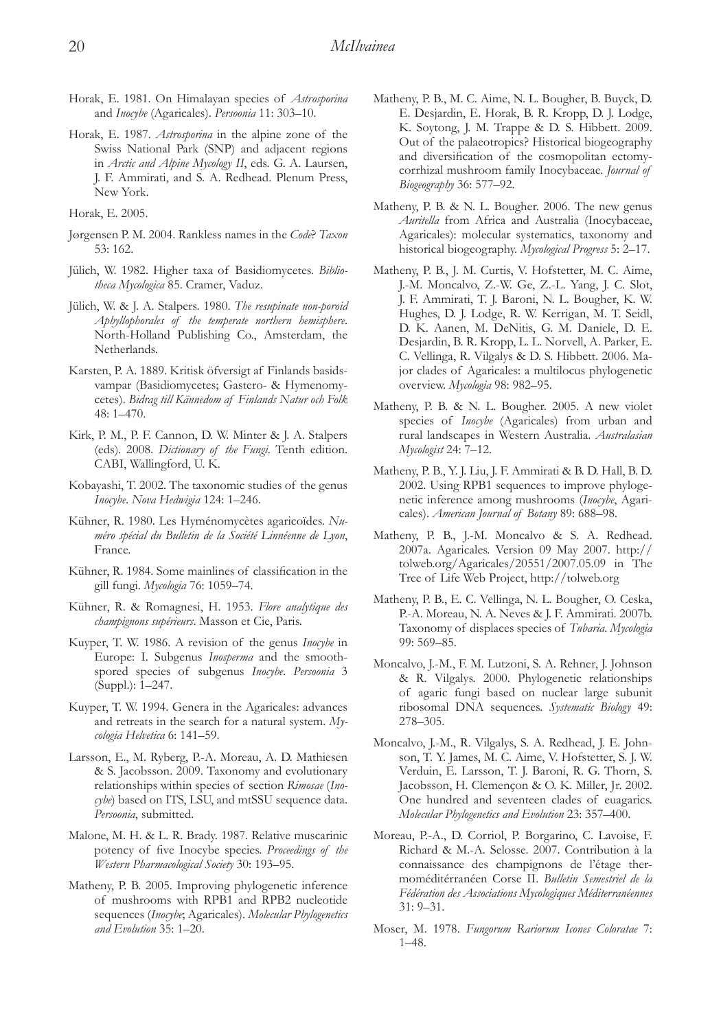Horak, E. 1981. On Himalayan species of *Astrosporina* and *Inocybe* (Agaricales). *Persoonia* 11: 303–10.

Horak, E. 1987. *Astrosporina* in the alpine zone of the Swiss National Park (SNP) and adjacent regions in *Arctic and Alpine Mycology II*, eds. G. A. Laursen, J. F. Ammirati, and S. A. Redhead. Plenum Press, New York.

Horak, E. 2005.

Jørgensen P. M. 2004. Rankless names in the *Code*? *Taxon* 53: 162.

Jülich, W. 1982. Higher taxa of Basidiomycetes. *Bibliotheca Mycologica* 85. Cramer, Vaduz.

Jülich, W. & J. A. Stalpers. 1980. *The resupinate non-poroid Aphyllophorales of the temperate northern hemisphere*. North-Holland Publishing Co., Amsterdam, the Netherlands.

Karsten, P. A. 1889. Kritisk öfversigt af Finlands basidsvampar (Basidiomycetes; Gastero- & Hymenomycetes). *Bidrag till Kännedom af Finlands Natur och Folk* 48: 1–470.

Kirk, P. M., P. F. Cannon, D. W. Minter & J. A. Stalpers (eds). 2008. *Dictionary of the Fungi*. Tenth edition. CABI, Wallingford, U. K.

Kobayashi, T. 2002. The taxonomic studies of the genus *Inocybe*. *Nova Hedwigia* 124: 1–246.

Kühner, R. 1980. Les Hyménomycètes agaricoïdes. *Numéro spécial du Bulletin de la Société Linnéenne de Lyon*, France.

Kühner, R. 1984. Some mainlines of classification in the gill fungi. *Mycologia* 76: 1059–74.

Kühner, R. & Romagnesi, H. 1953. *Flore analytique des champignons supérieurs*. Masson et Cie, Paris.

Kuyper, T. W. 1986. A revision of the genus *Inocybe* in Europe: I. Subgenus *Inosperma* and the smooth-spored species of subgenus *Inocybe*. *Persoonia* 3 (Suppl.): 1–247.

Kuyper, T. W. 1994. Genera in the Agaricales: advances and retreats in the search for a natural system. *Mycologia Helvetica* 6: 141–59.

Larsson, E., M. Ryberg, P.-A. Moreau, A. D. Mathiesen & S. Jacobsson. 2009. Taxonomy and evolutionary relationships within species of section *Rimosae* (*Inocybe*) based on ITS, LSU, and mtSSU sequence data. *Persoonia*, submitted.

Malone, M. H. & L. R. Brady. 1987. Relative muscarinic potency of five Inocybe species. *Proceedings of the Western Pharmacological Society* 30: 193–95.

Matheny, P. B. 2005. Improving phylogenetic inference of mushrooms with RPB1 and RPB2 nucleotide sequences (*Inocybe*; Agaricales). *Molecular Phylogenetics and Evolution* 35: 1–20.

Matheny, P. B., M. C. Aime, N. L. Bougher, B. Buyck, D. E. Desjardin, E. Horak, B. R. Kropp, D. J. Lodge, K. Soytong, J. M. Trappe & D. S. Hibbett. 2009. Out of the palaeotropics? Historical biogeography and diversification of the cosmopolitan ectomycorrhizal mushroom family Inocybaceae. *Journal of Biogeography* 36: 577–92.

Matheny, P. B. & N. L. Bougher. 2006. The new genus *Auritella* from Africa and Australia (Inocybaceae, Agaricales): molecular systematics, taxonomy and historical biogeography. *Mycological Progress* 5: 2–17.

Matheny, P. B., J. M. Curtis, V. Hofstetter, M. C. Aime, J.-M. Moncalvo, Z.-W. Ge, Z.-L. Yang, J. C. Slot, J. F. Ammirati, T. J. Baroni, N. L. Bougher, K. W. Hughes, D. J. Lodge, R. W. Kerrigan, M. T. Seidl, D. K. Aanen, M. DeNitis, G. M. Daniele, D. E. Desjardin, B. R. Kropp, L. L. Norvell, A. Parker, E. C. Vellinga, R. Vilgalys & D. S. Hibbett. 2006. Major clades of Agaricales: a multilocus phylogenetic overview. *Mycologia* 98: 982–95.

Matheny, P. B. & N. L. Bougher. 2005. A new violet species of *Inocybe* (Agaricales) from urban and rural landscapes in Western Australia. *Australasian Mycologist* 24: 7–12.

Matheny, P. B., Y. J. Liu, J. F. Ammirati & B. D. Hall, B. D. 2002. Using RPB1 sequences to improve phylogenetic inference among mushrooms (*Inocybe*, Agaricales). *American Journal of Botany* 89: 688–98.

Matheny, P. B., J.-M. Moncalvo & S. A. Redhead. 2007a. Agaricales. Version 09 May 2007. http://tolweb.org/Agaricales/20551/2007.05.09 in The Tree of Life Web Project, http://tolweb.org

Matheny, P. B., E. C. Vellinga, N. L. Bougher, O. Ceska, P.-A. Moreau, N. A. Neves & J. F. Ammirati. 2007b. Taxonomy of displaces species of *Tubaria*. *Mycologia* 99: 569–85.

Moncalvo, J.-M., F. M. Lutzoni, S. A. Rehner, J. Johnson & R. Vilgalys. 2000. Phylogenetic relationships of agaric fungi based on nuclear large subunit ribosomal DNA sequences. *Systematic Biology* 49: 278–305.

Moncalvo, J.-M., R. Vilgalys, S. A. Redhead, J. E. Johnson, T. Y. James, M. C. Aime, V. Hofstetter, S. J. W. Verduin, E. Larsson, T. J. Baroni, R. G. Thorn, S. Jacobsson, H. Clemençon & O. K. Miller, Jr. 2002. One hundred and seventeen clades of euagarics. *Molecular Phylogenetics and Evolution* 23: 357–400.

Moreau, P.-A., D. Corriol, P. Borgarino, C. Lavoise, F. Richard & M.-A. Selosse. 2007. Contribution à la connaissance des champignons de l'étage thermoméditérranéen Corse II. *Bulletin Semestriel de la Fédération des Associations Mycologiques Méditerranéennes* 31: 9–31.

Moser, M. 1978. *Fungorum Rariorum Icones Coloratae* 7: 1–48.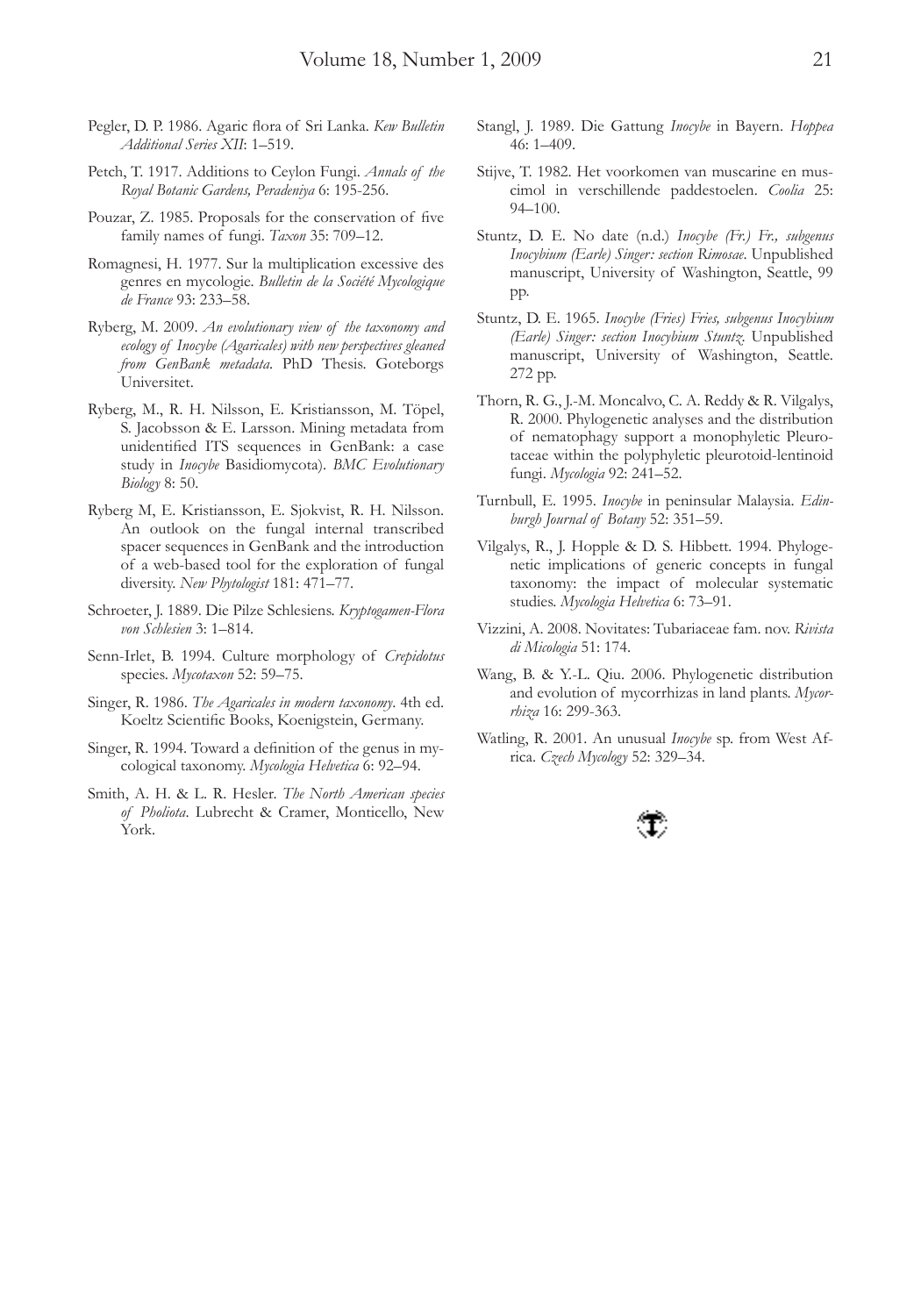Pegler, D. P. 1986. Agaric flora of Sri Lanka. *Kew Bulletin Additional Series XII*: 1–519.

Petch, T. 1917. Additions to Ceylon Fungi. *Annals of the Royal Botanic Gardens, Peradeniya* 6: 195-256.

Pouzar, Z. 1985. Proposals for the conservation of five family names of fungi. *Taxon* 35: 709–12.

Romagnesi, H. 1977. Sur la multiplication excessive des genres en mycologie. *Bulletin de la Société Mycologique de France* 93: 233–58.

Ryberg, M. 2009. *An evolutionary view of the taxonomy and ecology of Inocybe (Agaricales) with new perspectives gleaned from GenBank metadata*. PhD Thesis. Goteborgs Universitet.

Ryberg, M., R. H. Nilsson, E. Kristiansson, M. Töpel, S. Jacobsson & E. Larsson. Mining metadata from unidentified ITS sequences in GenBank: a case study in *Inocybe* Basidiomycota). *BMC Evolutionary Biology* 8: 50.

Ryberg M, E. Kristiansson, E. Sjokvist, R. H. Nilsson. An outlook on the fungal internal transcribed spacer sequences in GenBank and the introduction of a web-based tool for the exploration of fungal diversity. *New Phytologist* 181: 471–77.

Schroeter, J. 1889. Die Pilze Schlesiens. *Kryptogamen-Flora von Schlesien* 3: 1–814.

Senn-Irlet, B. 1994. Culture morphology of *Crepidotus* species. *Mycotaxon* 52: 59–75.

Singer, R. 1986. *The Agaricales in modern taxonomy*. 4th ed. Koeltz Scientific Books, Koenigstein, Germany.

Singer, R. 1994. Toward a definition of the genus in mycological taxonomy. *Mycologia Helvetica* 6: 92–94.

Smith, A. H. & L. R. Hesler. *The North American species of Pholiota*. Lubrecht & Cramer, Monticello, New York.

Stangl, J. 1989. Die Gattung *Inocybe* in Bayern. *Hoppea* 46: 1–409.

Stijve, T. 1982. Het voorkomen van muscarine en muscimol in verschillende paddestoelen. *Coolia* 25: 94–100.

Stuntz, D. E. No date (n.d.) *Inocybe (Fr.) Fr., subgenus Inocybium (Earle) Singer: section Rimosae*. Unpublished manuscript, University of Washington, Seattle, 99 pp.

Stuntz, D. E. 1965. *Inocybe (Fries) Fries, subgenus Inocybium (Earle) Singer: section Inocybium Stuntz*. Unpublished manuscript, University of Washington, Seattle. 272 pp.

Thorn, R. G., J.-M. Moncalvo, C. A. Reddy & R. Vilgalys, R. 2000. Phylogenetic analyses and the distribution of nematophagy support a monophyletic Pleurotaceae within the polyphyletic pleurotoid-lentinoid fungi. *Mycologia* 92: 241–52.

Turnbull, E. 1995. *Inocybe* in peninsular Malaysia. *Edinburgh Journal of Botany* 52: 351–59.

Vilgalys, R., J. Hopple & D. S. Hibbett. 1994. Phylogenetic implications of generic concepts in fungal taxonomy: the impact of molecular systematic studies. *Mycologia Helvetica* 6: 73–91.

Vizzini, A. 2008. Novitates: Tubariaceae fam. nov. *Rivista di Micologia* 51: 174.

Wang, B. & Y.-L. Qiu. 2006. Phylogenetic distribution and evolution of mycorrhizas in land plants. *Mycorrhiza* 16: 299-363.

Watling, R. 2001. An unusual *Inocybe* sp. from West Africa. *Czech Mycology* 52: 329–34.